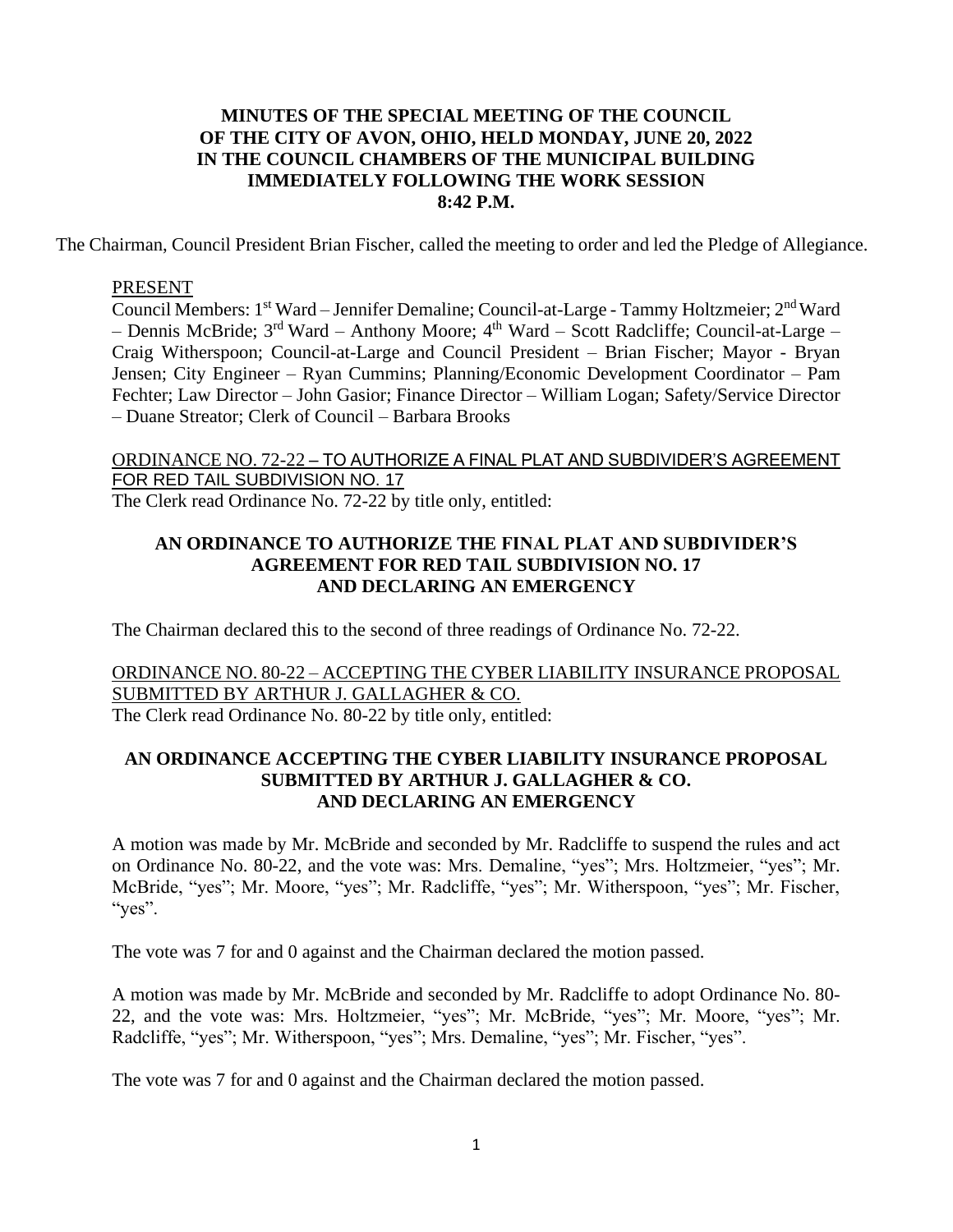# MINUTES OF THE SPECIAL MEETING OF THE COUNCIL OF THE CITY OF AVON, OHIO, HELD MONDAY, JUNE 20, 2022 IN THE COUNCIL CHAMBERS OF THE MUNICIPAL BUILDING IMMEDIATELY FOLLOWING THE WORK SESSION 8:42 P.M.

The Chairman, Council President Brian Fischer, called the meeting to order and led the Pledge of Allegiance.

PRESENT

Council Members: 1st Ward – Jennifer Demaline; Council-at-Large - Tammy Holtzmeier; 2nd Ward – Dennis McBride; 3rd Ward – Anthony Moore; 4th Ward – Scott Radcliffe; Council-at-Large – Craig Witherspoon; Council-at-Large and Council President – Brian Fischer; Mayor - Bryan Jensen; City Engineer – Ryan Cummins; Planning/Economic Development Coordinator – Pam Fechter; Law Director – John Gasior; Finance Director – William Logan; Safety/Service Director – Duane Streator; Clerk of Council – Barbara Brooks

ORDINANCE NO. 72-22 – TO AUTHORIZE A FINAL PLAT AND SUBDIVIDER'S AGREEMENT FOR RED TAIL SUBDIVISION NO. 17

The Clerk read Ordinance No. 72-22 by title only, entitled:

**AN ORDINANCE TO AUTHORIZE THE FINAL PLAT AND SUBDIVIDER'S AGREEMENT FOR RED TAIL SUBDIVISION NO. 17 AND DECLARING AN EMERGENCY**

The Chairman declared this to the second of three readings of Ordinance No. 72-22.

ORDINANCE NO. 80-22 – ACCEPTING THE CYBER LIABILITY INSURANCE PROPOSAL SUBMITTED BY ARTHUR J. GALLAGHER & CO.

The Clerk read Ordinance No. 80-22 by title only, entitled:

**AN ORDINANCE ACCEPTING THE CYBER LIABILITY INSURANCE PROPOSAL SUBMITTED BY ARTHUR J. GALLAGHER & CO. AND DECLARING AN EMERGENCY**

A motion was made by Mr. McBride and seconded by Mr. Radcliffe to suspend the rules and act on Ordinance No. 80-22, and the vote was: Mrs. Demaline, "yes"; Mrs. Holtzmeier, "yes"; Mr. McBride, "yes"; Mr. Moore, "yes"; Mr. Radcliffe, "yes"; Mr. Witherspoon, "yes"; Mr. Fischer, "yes".

The vote was 7 for and 0 against and the Chairman declared the motion passed.

A motion was made by Mr. McBride and seconded by Mr. Radcliffe to adopt Ordinance No. 80-22, and the vote was: Mrs. Holtzmeier, "yes"; Mr. McBride, "yes"; Mr. Moore, "yes"; Mr. Radcliffe, "yes"; Mr. Witherspoon, "yes"; Mrs. Demaline, "yes"; Mr. Fischer, "yes".

The vote was 7 for and 0 against and the Chairman declared the motion passed.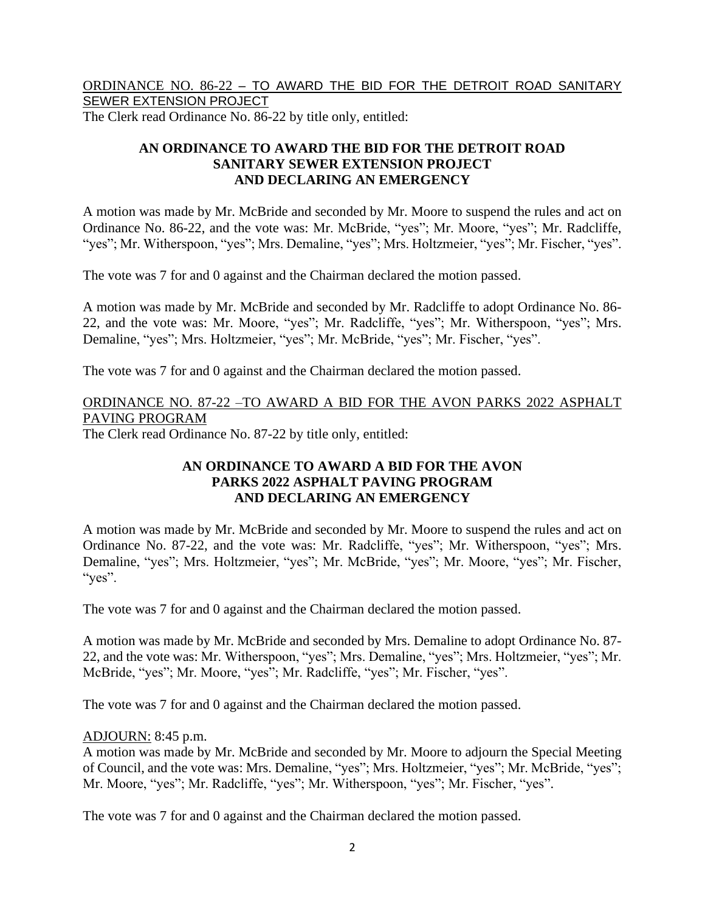ORDINANCE NO. 86-22 – TO AWARD THE BID FOR THE DETROIT ROAD SANITARY SEWER EXTENSION PROJECT

The Clerk read Ordinance No. 86-22 by title only, entitled:

**AN ORDINANCE TO AWARD THE BID FOR THE DETROIT ROAD SANITARY SEWER EXTENSION PROJECT AND DECLARING AN EMERGENCY**

A motion was made by Mr. McBride and seconded by Mr. Moore to suspend the rules and act on Ordinance No. 86-22, and the vote was: Mr. McBride, "yes"; Mr. Moore, "yes"; Mr. Radcliffe, "yes"; Mr. Witherspoon, "yes"; Mrs. Demaline, "yes"; Mrs. Holtzmeier, "yes"; Mr. Fischer, "yes".

The vote was 7 for and 0 against and the Chairman declared the motion passed.

A motion was made by Mr. McBride and seconded by Mr. Radcliffe to adopt Ordinance No. 86-22, and the vote was: Mr. Moore, "yes"; Mr. Radcliffe, "yes"; Mr. Witherspoon, "yes"; Mrs. Demaline, "yes"; Mrs. Holtzmeier, "yes"; Mr. McBride, "yes"; Mr. Fischer, "yes".

The vote was 7 for and 0 against and the Chairman declared the motion passed.

ORDINANCE NO. 87-22 –TO AWARD A BID FOR THE AVON PARKS 2022 ASPHALT PAVING PROGRAM

The Clerk read Ordinance No. 87-22 by title only, entitled:

**AN ORDINANCE TO AWARD A BID FOR THE AVON PARKS 2022 ASPHALT PAVING PROGRAM AND DECLARING AN EMERGENCY**

A motion was made by Mr. McBride and seconded by Mr. Moore to suspend the rules and act on Ordinance No. 87-22, and the vote was: Mr. Radcliffe, "yes"; Mr. Witherspoon, "yes"; Mrs. Demaline, "yes"; Mrs. Holtzmeier, "yes"; Mr. McBride, "yes"; Mr. Moore, "yes"; Mr. Fischer, "yes".

The vote was 7 for and 0 against and the Chairman declared the motion passed.

A motion was made by Mr. McBride and seconded by Mrs. Demaline to adopt Ordinance No. 87-22, and the vote was: Mr. Witherspoon, "yes"; Mrs. Demaline, "yes"; Mrs. Holtzmeier, "yes"; Mr. McBride, "yes"; Mr. Moore, "yes"; Mr. Radcliffe, "yes"; Mr. Fischer, "yes".

The vote was 7 for and 0 against and the Chairman declared the motion passed.

ADJOURN: 8:45 p.m.

A motion was made by Mr. McBride and seconded by Mr. Moore to adjourn the Special Meeting of Council, and the vote was: Mrs. Demaline, "yes"; Mrs. Holtzmeier, "yes"; Mr. McBride, "yes"; Mr. Moore, "yes"; Mr. Radcliffe, "yes"; Mr. Witherspoon, "yes"; Mr. Fischer, "yes".

The vote was 7 for and 0 against and the Chairman declared the motion passed.